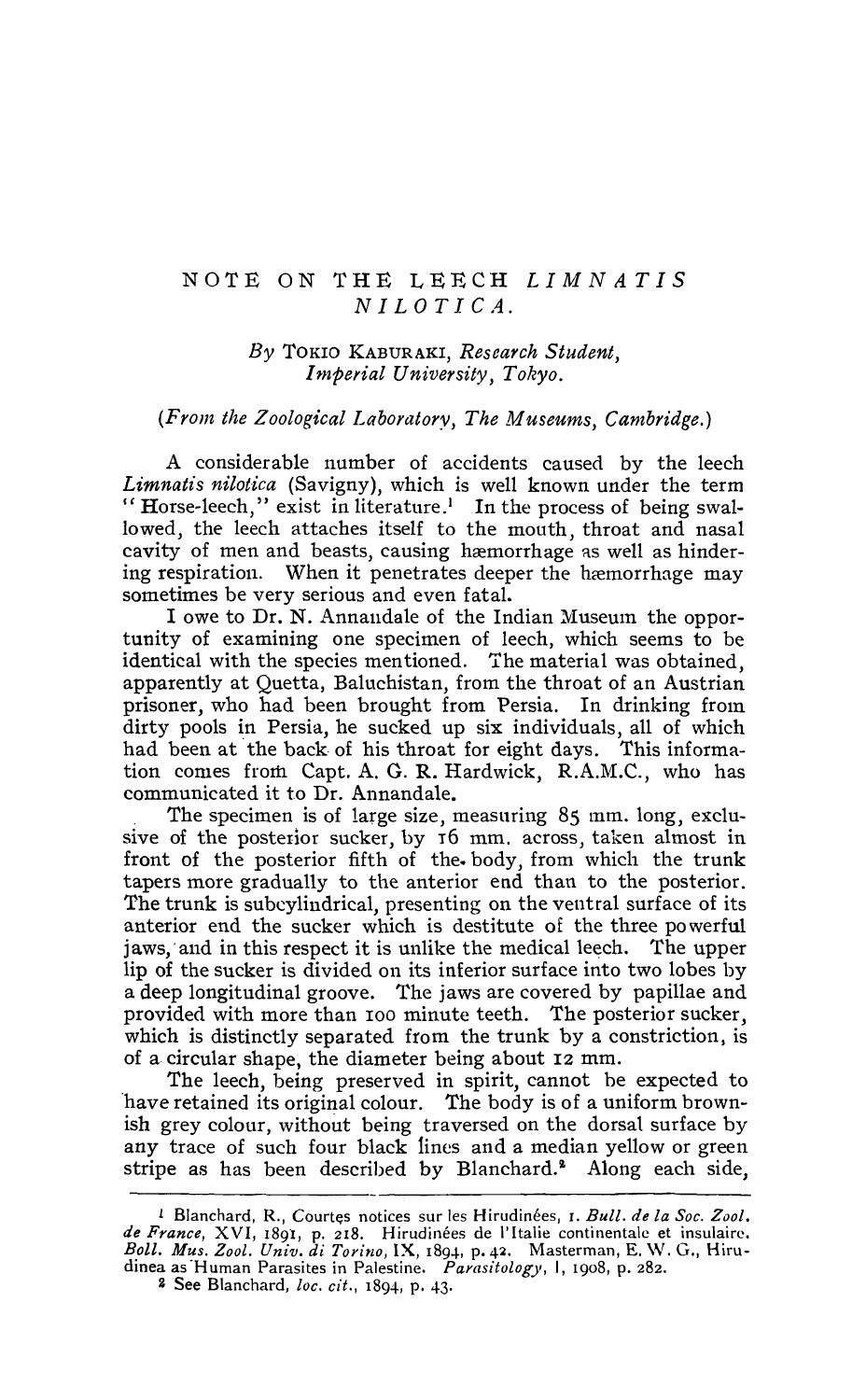# NOTE ON THE LEECH *LIMNATIS NILOTICA*.

*By* TOKIO KABURAKI, *Research Student, Imperial University, Tokyo.*

(*From the Zoological Laboratory, The Museums, Cambridge.*)

A considerable number of accidents caused by the leech *Limnatis nilotica* (Savigny), which is well known under the term "Horse-leech," exist in literature.[1] In the process of being swallowed, the leech attaches itself to the mouth, throat and nasal cavity of men and beasts, causing hæmorrhage as well as hindering respiration. When it penetrates deeper the hæmorrhage may sometimes be very serious and even fatal.

I owe to Dr. N. Annandale of the Indian Museum the opportunity of examining one specimen of leech, which seems to be identical with the species mentioned. The material was obtained, apparently at Quetta, Baluchistan, from the throat of an Austrian prisoner, who had been brought from Persia. In drinking from dirty pools in Persia, he sucked up six individuals, all of which had been at the back of his throat for eight days. This information comes from Capt. A. G. R. Hardwick, R.A.M.C., who has communicated it to Dr. Annandale.

The specimen is of large size, measuring 85 mm. long, exclusive of the posterior sucker, by 16 mm. across, taken almost in front of the posterior fifth of the body, from which the trunk tapers more gradually to the anterior end than to the posterior. The trunk is subcylindrical, presenting on the ventral surface of its anterior end the sucker which is destitute of the three powerful jaws, and in this respect it is unlike the medical leech. The upper lip of the sucker is divided on its inferior surface into two lobes by a deep longitudinal groove. The jaws are covered by papillae and provided with more than 100 minute teeth. The posterior sucker, which is distinctly separated from the trunk by a constriction, is of a circular shape, the diameter being about 12 mm.

The leech, being preserved in spirit, cannot be expected to have retained its original colour. The body is of a uniform brownish grey colour, without being traversed on the dorsal surface by any trace of such four black lines and a median yellow or green stripe as has been described by Blanchard.[2] Along each side,

---

[1] Blanchard, R., Courtes notices sur les Hirudinées, 1. *Bull. de la Soc. Zool. de France*, XVI, 1891, p. 218. Hirudinées de l'Italie continentale et insulaire. *Boll. Mus. Zool. Univ. di Torino*, IX, 1894, p. 42. Masterman, E. W. G., Hirudinea as Human Parasites in Palestine. *Parasitology*, I, 1908, p. 282.

[2] See Blanchard, *loc. cit.*, 1894, p. 43.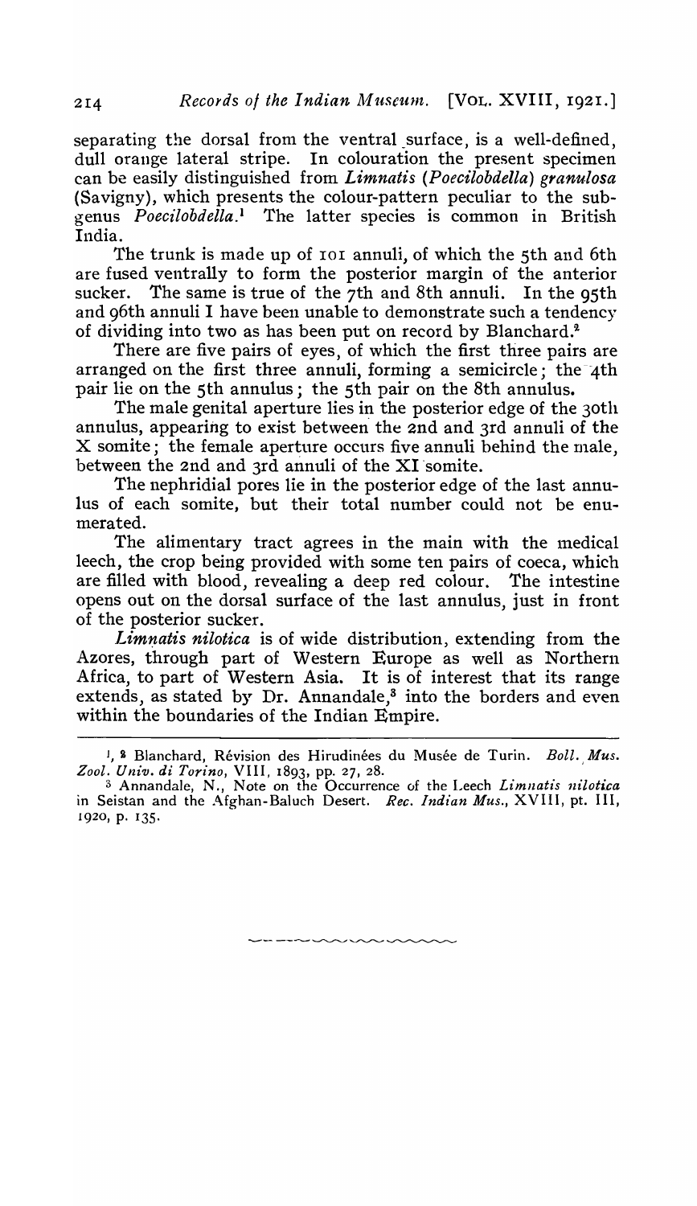separating the dorsal from the ventral surface, is a well-defined, dull orange lateral stripe. In colouration the present specimen can be easily distinguished from *Limnatis* (*Poecilobdella*) *granulosa* (Savigny), which presents the colour-pattern peculiar to the subgenus *Poecilobdella*.[1] The latter species is common in British India.

The trunk is made up of 101 annuli, of which the 5th and 6th are fused ventrally to form the posterior margin of the anterior sucker. The same is true of the 7th and 8th annuli. In the 95th and 96th annuli I have been unable to demonstrate such a tendency of dividing into two as has been put on record by Blanchard.[2]

There are five pairs of eyes, of which the first three pairs are arranged on the first three annuli, forming a semicircle; the 4th pair lie on the 5th annulus; the 5th pair on the 8th annulus.

The male genital aperture lies in the posterior edge of the 30th annulus, appearing to exist between the 2nd and 3rd annuli of the X somite; the female aperture occurs five annuli behind the male, between the 2nd and 3rd annuli of the XI somite.

The nephridial pores lie in the posterior edge of the last annulus of each somite, but their total number could not be enumerated.

The alimentary tract agrees in the main with the medical leech, the crop being provided with some ten pairs of coeca, which are filled with blood, revealing a deep red colour. The intestine opens out on the dorsal surface of the last annulus, just in front of the posterior sucker.

*Limnatis nilotica* is of wide distribution, extending from the Azores, through part of Western Europe as well as Northern Africa, to part of Western Asia. It is of interest that its range extends, as stated by Dr. Annandale,[3] into the borders and even within the boundaries of the Indian Empire.

---

[1], [2] Blanchard, Révision des Hirudinées du Musée de Turin. *Boll. Mus. Zool. Univ. di Torino*, VIII, 1893, pp. 27, 28.

[3] Annandale, N., Note on the Occurrence of the Leech *Limnatis nilotica* in Seistan and the Afghan-Baluch Desert. *Rec. Indian Mus.*, XVIII, pt. III, 1920, p. 135.